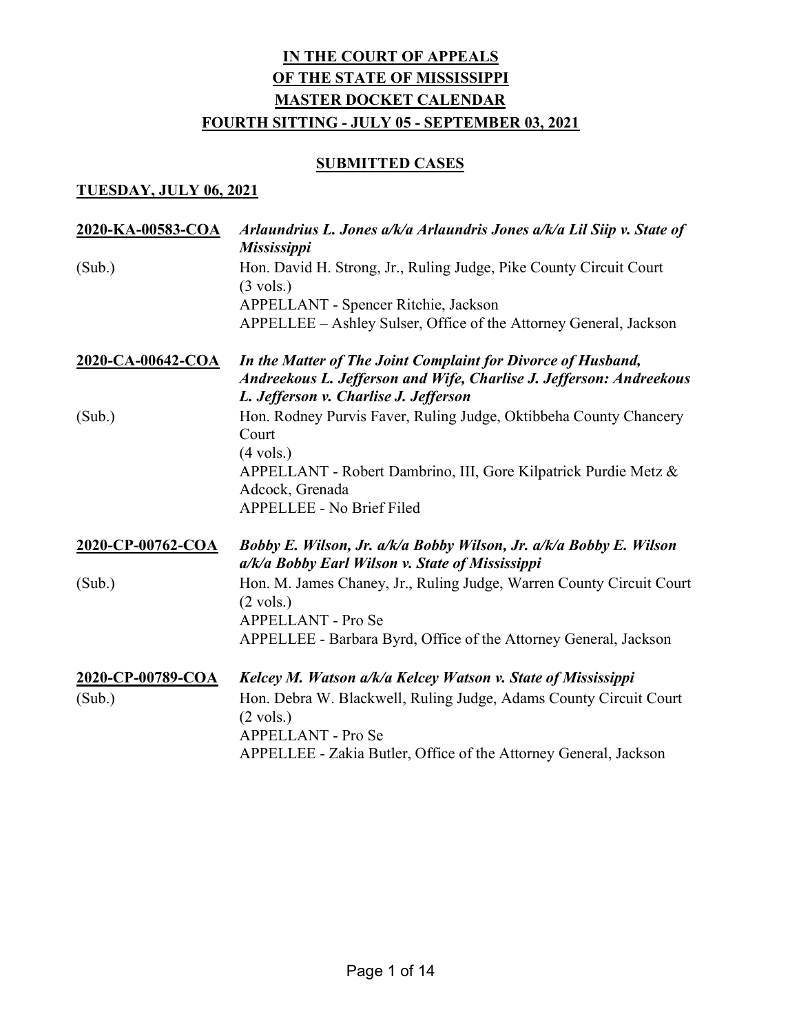# IN THE COURT OF APPEALS
# OF THE STATE OF MISSISSIPPI
# MASTER DOCKET CALENDAR
# FOURTH SITTING - JULY 05 - SEPTEMBER 03, 2021

## SUBMITTED CASES

### TUESDAY, JULY 06, 2021

**2020-KA-00583-COA** *Arlaundrius L. Jones a/k/a Arlaundris Jones a/k/a Lil Siip v. State of Mississippi*

(Sub.) Hon. David H. Strong, Jr., Ruling Judge, Pike County Circuit Court
(3 vols.)
APPELLANT - Spencer Ritchie, Jackson
APPELLEE – Ashley Sulser, Office of the Attorney General, Jackson

**2020-CA-00642-COA** *In the Matter of The Joint Complaint for Divorce of Husband, Andreekous L. Jefferson and Wife, Charlise J. Jefferson: Andreekous L. Jefferson v. Charlise J. Jefferson*

(Sub.) Hon. Rodney Purvis Faver, Ruling Judge, Oktibbeha County Chancery Court
(4 vols.)
APPELLANT - Robert Dambrino, III, Gore Kilpatrick Purdie Metz & Adcock, Grenada
APPELLEE - No Brief Filed

**2020-CP-00762-COA** *Bobby E. Wilson, Jr. a/k/a Bobby Wilson, Jr. a/k/a Bobby E. Wilson a/k/a Bobby Earl Wilson v. State of Mississippi*

(Sub.) Hon. M. James Chaney, Jr., Ruling Judge, Warren County Circuit Court
(2 vols.)
APPELLANT - Pro Se
APPELLEE - Barbara Byrd, Office of the Attorney General, Jackson

**2020-CP-00789-COA** *Kelcey M. Watson a/k/a Kelcey Watson v. State of Mississippi*

(Sub.) Hon. Debra W. Blackwell, Ruling Judge, Adams County Circuit Court
(2 vols.)
APPELLANT - Pro Se
APPELLEE - Zakia Butler, Office of the Attorney General, Jackson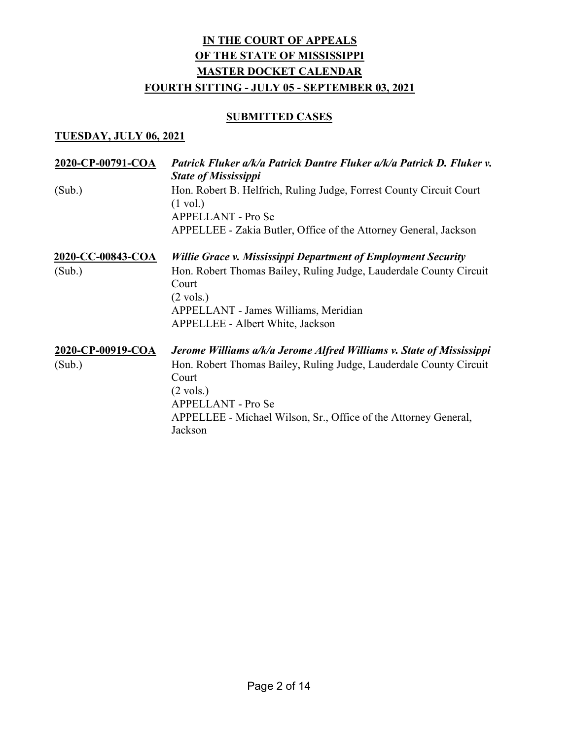# IN THE COURT OF APPEALS
# OF THE STATE OF MISSISSIPPI
# MASTER DOCKET CALENDAR
# FOURTH SITTING - JULY 05 - SEPTEMBER 03, 2021

## SUBMITTED CASES

### TUESDAY, JULY 06, 2021

**2020-CP-00791-COA** — ***Patrick Fluker a/k/a Patrick Dantre Fluker a/k/a Patrick D. Fluker v. State of Mississippi***

(Sub.)

Hon. Robert B. Helfrich, Ruling Judge, Forrest County Circuit Court
(1 vol.)
APPELLANT - Pro Se
APPELLEE - Zakia Butler, Office of the Attorney General, Jackson

**2020-CC-00843-COA** — ***Willie Grace v. Mississippi Department of Employment Security***

(Sub.)

Hon. Robert Thomas Bailey, Ruling Judge, Lauderdale County Circuit Court
(2 vols.)
APPELLANT - James Williams, Meridian
APPELLEE - Albert White, Jackson

**2020-CP-00919-COA** — ***Jerome Williams a/k/a Jerome Alfred Williams v. State of Mississippi***

(Sub.)

Hon. Robert Thomas Bailey, Ruling Judge, Lauderdale County Circuit Court
(2 vols.)
APPELLANT - Pro Se
APPELLEE - Michael Wilson, Sr., Office of the Attorney General, Jackson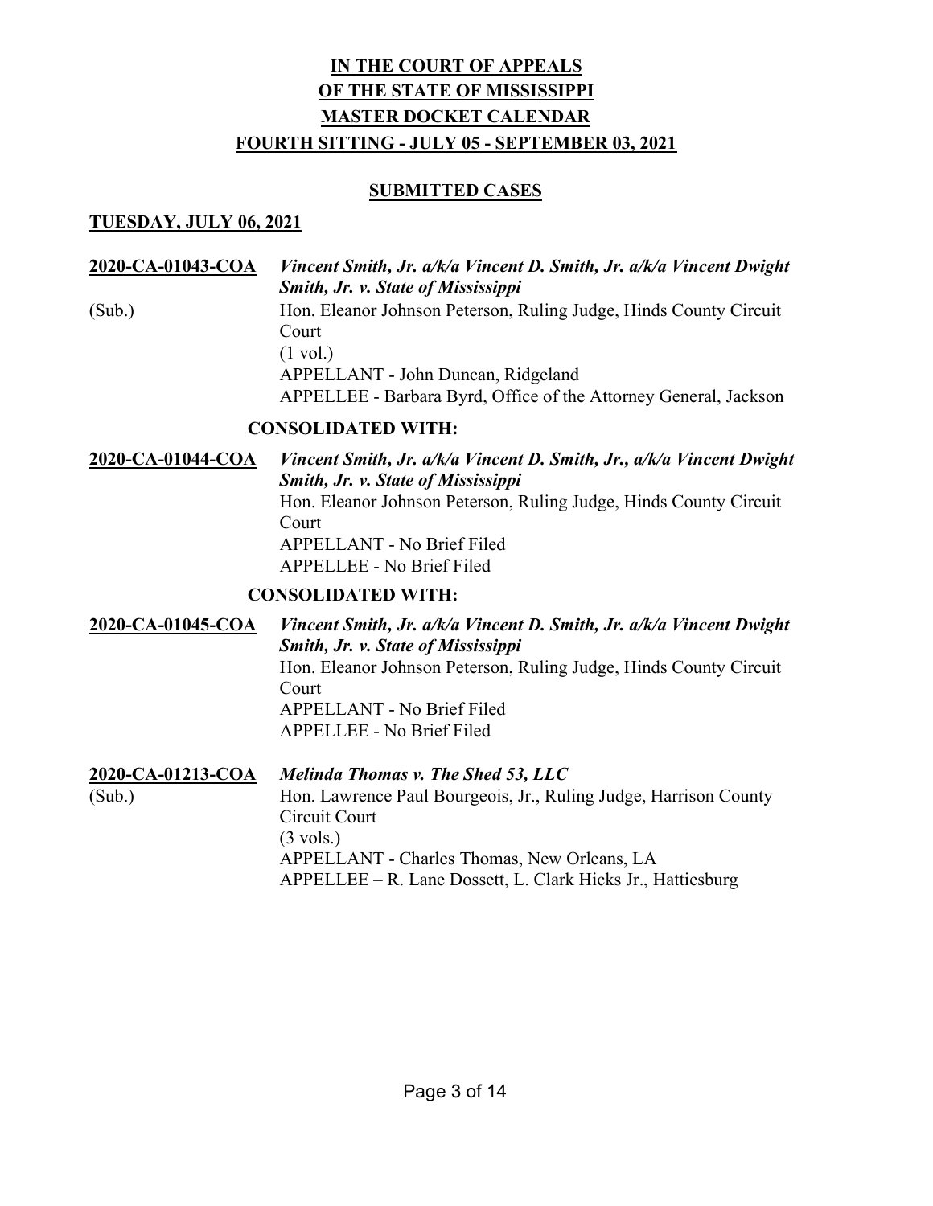# IN THE COURT OF APPEALS OF THE STATE OF MISSISSIPPI MASTER DOCKET CALENDAR

## FOURTH SITTING - JULY 05 - SEPTEMBER 03, 2021

### SUBMITTED CASES

### TUESDAY, JULY 06, 2021

**2020-CA-01043-COA** ***Vincent Smith, Jr. a/k/a Vincent D. Smith, Jr. a/k/a Vincent Dwight Smith, Jr. v. State of Mississippi***
(Sub.)
Hon. Eleanor Johnson Peterson, Ruling Judge, Hinds County Circuit Court
(1 vol.)
APPELLANT - John Duncan, Ridgeland
APPELLEE - Barbara Byrd, Office of the Attorney General, Jackson

**CONSOLIDATED WITH:**

**2020-CA-01044-COA** ***Vincent Smith, Jr. a/k/a Vincent D. Smith, Jr., a/k/a Vincent Dwight Smith, Jr. v. State of Mississippi***
Hon. Eleanor Johnson Peterson, Ruling Judge, Hinds County Circuit Court
APPELLANT - No Brief Filed
APPELLEE - No Brief Filed

**CONSOLIDATED WITH:**

**2020-CA-01045-COA** ***Vincent Smith, Jr. a/k/a Vincent D. Smith, Jr. a/k/a Vincent Dwight Smith, Jr. v. State of Mississippi***
Hon. Eleanor Johnson Peterson, Ruling Judge, Hinds County Circuit Court
APPELLANT - No Brief Filed
APPELLEE - No Brief Filed

**2020-CA-01213-COA** ***Melinda Thomas v. The Shed 53, LLC***
(Sub.)
Hon. Lawrence Paul Bourgeois, Jr., Ruling Judge, Harrison County Circuit Court
(3 vols.)
APPELLANT - Charles Thomas, New Orleans, LA
APPELLEE – R. Lane Dossett, L. Clark Hicks Jr., Hattiesburg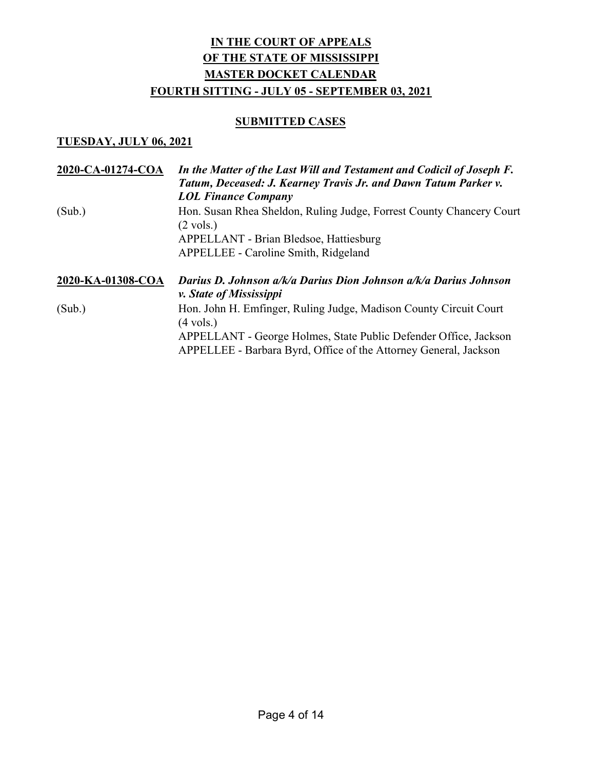# IN THE COURT OF APPEALS
# OF THE STATE OF MISSISSIPPI
# MASTER DOCKET CALENDAR
# FOURTH SITTING - JULY 05 - SEPTEMBER 03, 2021

## SUBMITTED CASES

### TUESDAY, JULY 06, 2021

**2020-CA-01274-COA** — ***In the Matter of the Last Will and Testament and Codicil of Joseph F. Tatum, Deceased: J. Kearney Travis Jr. and Dawn Tatum Parker v. LOL Finance Company***

(Sub.)
Hon. Susan Rhea Sheldon, Ruling Judge, Forrest County Chancery Court (2 vols.)
APPELLANT - Brian Bledsoe, Hattiesburg
APPELLEE - Caroline Smith, Ridgeland

**2020-KA-01308-COA** — ***Darius D. Johnson a/k/a Darius Dion Johnson a/k/a Darius Johnson v. State of Mississippi***

(Sub.)
Hon. John H. Emfinger, Ruling Judge, Madison County Circuit Court (4 vols.)
APPELLANT - George Holmes, State Public Defender Office, Jackson
APPELLEE - Barbara Byrd, Office of the Attorney General, Jackson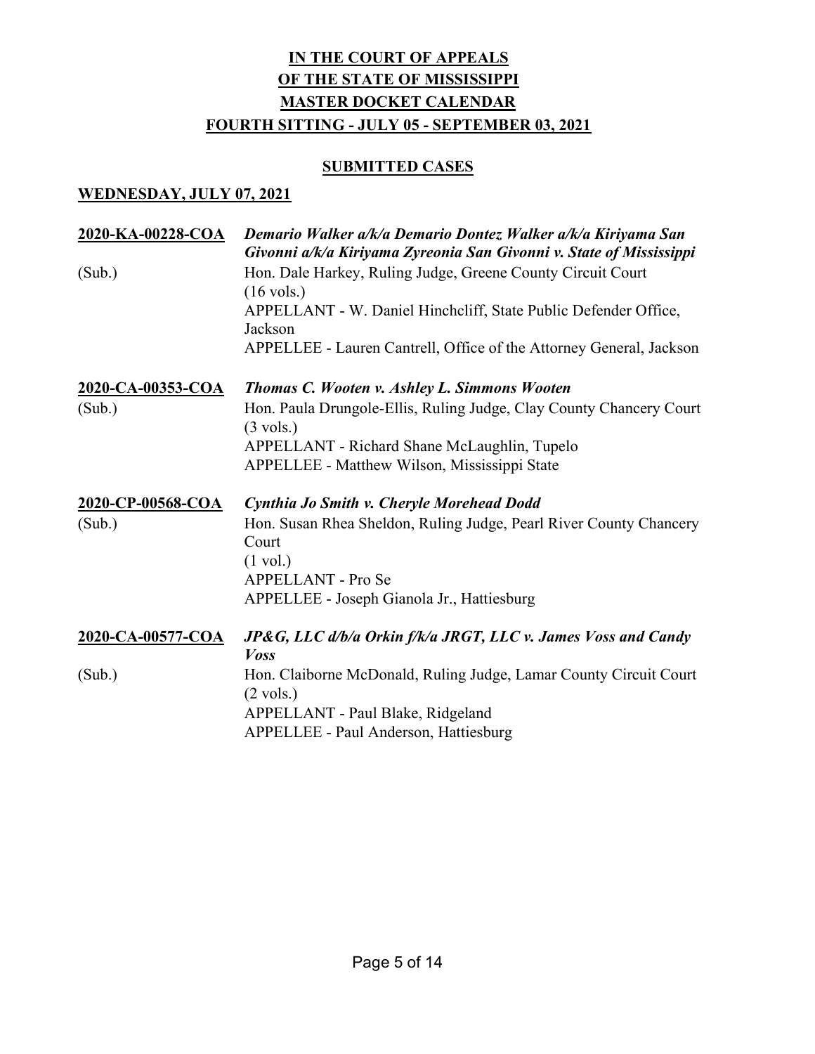# IN THE COURT OF APPEALS OF THE STATE OF MISSISSIPPI MASTER DOCKET CALENDAR FOURTH SITTING - JULY 05 - SEPTEMBER 03, 2021

## SUBMITTED CASES

### WEDNESDAY, JULY 07, 2021

**2020-KA-00228-COA** *Demario Walker a/k/a Demario Dontez Walker a/k/a Kiriyama San Givonni a/k/a Kiriyama Zyreonia San Givonni v. State of Mississippi*

(Sub.) Hon. Dale Harkey, Ruling Judge, Greene County Circuit Court
(16 vols.)
APPELLANT - W. Daniel Hinchcliff, State Public Defender Office, Jackson
APPELLEE - Lauren Cantrell, Office of the Attorney General, Jackson

**2020-CA-00353-COA** *Thomas C. Wooten v. Ashley L. Simmons Wooten*

(Sub.) Hon. Paula Drungole-Ellis, Ruling Judge, Clay County Chancery Court
(3 vols.)
APPELLANT - Richard Shane McLaughlin, Tupelo
APPELLEE - Matthew Wilson, Mississippi State

**2020-CP-00568-COA** *Cynthia Jo Smith v. Cheryle Morehead Dodd*

(Sub.) Hon. Susan Rhea Sheldon, Ruling Judge, Pearl River County Chancery Court
(1 vol.)
APPELLANT - Pro Se
APPELLEE - Joseph Gianola Jr., Hattiesburg

**2020-CA-00577-COA** *JP&G, LLC d/b/a Orkin f/k/a JRGT, LLC v. James Voss and Candy Voss*

(Sub.) Hon. Claiborne McDonald, Ruling Judge, Lamar County Circuit Court
(2 vols.)
APPELLANT - Paul Blake, Ridgeland
APPELLEE - Paul Anderson, Hattiesburg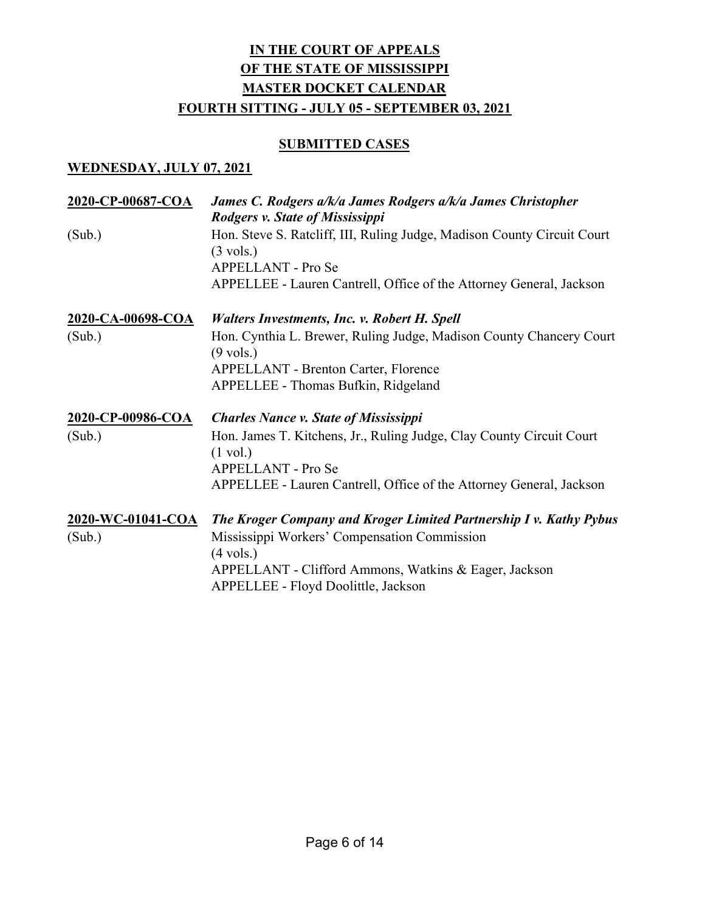# IN THE COURT OF APPEALS
# OF THE STATE OF MISSISSIPPI
# MASTER DOCKET CALENDAR
# FOURTH SITTING - JULY 05 - SEPTEMBER 03, 2021

## SUBMITTED CASES

### WEDNESDAY, JULY 07, 2021

**2020-CP-00687-COA** ***James C. Rodgers a/k/a James Rodgers a/k/a James Christopher Rodgers v. State of Mississippi***
(Sub.)
Hon. Steve S. Ratcliff, III, Ruling Judge, Madison County Circuit Court
(3 vols.)
APPELLANT - Pro Se
APPELLEE - Lauren Cantrell, Office of the Attorney General, Jackson

**2020-CA-00698-COA** ***Walters Investments, Inc. v. Robert H. Spell***
(Sub.)
Hon. Cynthia L. Brewer, Ruling Judge, Madison County Chancery Court
(9 vols.)
APPELLANT - Brenton Carter, Florence
APPELLEE - Thomas Bufkin, Ridgeland

**2020-CP-00986-COA** ***Charles Nance v. State of Mississippi***
(Sub.)
Hon. James T. Kitchens, Jr., Ruling Judge, Clay County Circuit Court
(1 vol.)
APPELLANT - Pro Se
APPELLEE - Lauren Cantrell, Office of the Attorney General, Jackson

**2020-WC-01041-COA** ***The Kroger Company and Kroger Limited Partnership I v. Kathy Pybus***
(Sub.)
Mississippi Workers' Compensation Commission
(4 vols.)
APPELLANT - Clifford Ammons, Watkins & Eager, Jackson
APPELLEE - Floyd Doolittle, Jackson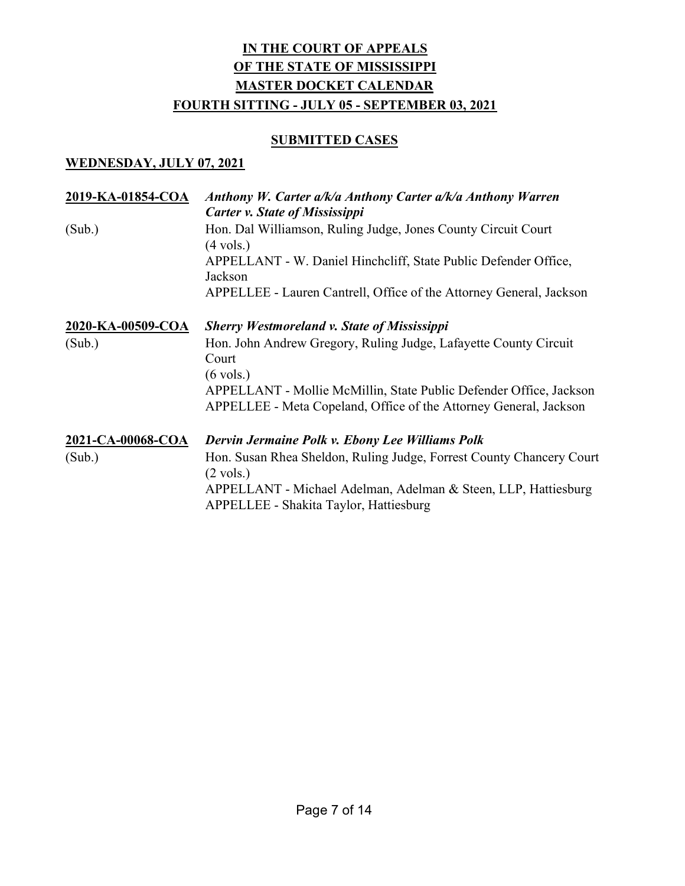# IN THE COURT OF APPEALS
# OF THE STATE OF MISSISSIPPI
# MASTER DOCKET CALENDAR
# FOURTH SITTING - JULY 05 - SEPTEMBER 03, 2021

## SUBMITTED CASES

### WEDNESDAY, JULY 07, 2021

**2019-KA-01854-COA** *Anthony W. Carter a/k/a Anthony Carter a/k/a Anthony Warren Carter v. State of Mississippi*

(Sub.)
Hon. Dal Williamson, Ruling Judge, Jones County Circuit Court
(4 vols.)
APPELLANT - W. Daniel Hinchcliff, State Public Defender Office, Jackson
APPELLEE - Lauren Cantrell, Office of the Attorney General, Jackson

**2020-KA-00509-COA** *Sherry Westmoreland v. State of Mississippi*

(Sub.)
Hon. John Andrew Gregory, Ruling Judge, Lafayette County Circuit Court
(6 vols.)
APPELLANT - Mollie McMillin, State Public Defender Office, Jackson
APPELLEE - Meta Copeland, Office of the Attorney General, Jackson

**2021-CA-00068-COA** *Dervin Jermaine Polk v. Ebony Lee Williams Polk*

(Sub.)
Hon. Susan Rhea Sheldon, Ruling Judge, Forrest County Chancery Court
(2 vols.)
APPELLANT - Michael Adelman, Adelman & Steen, LLP, Hattiesburg
APPELLEE - Shakita Taylor, Hattiesburg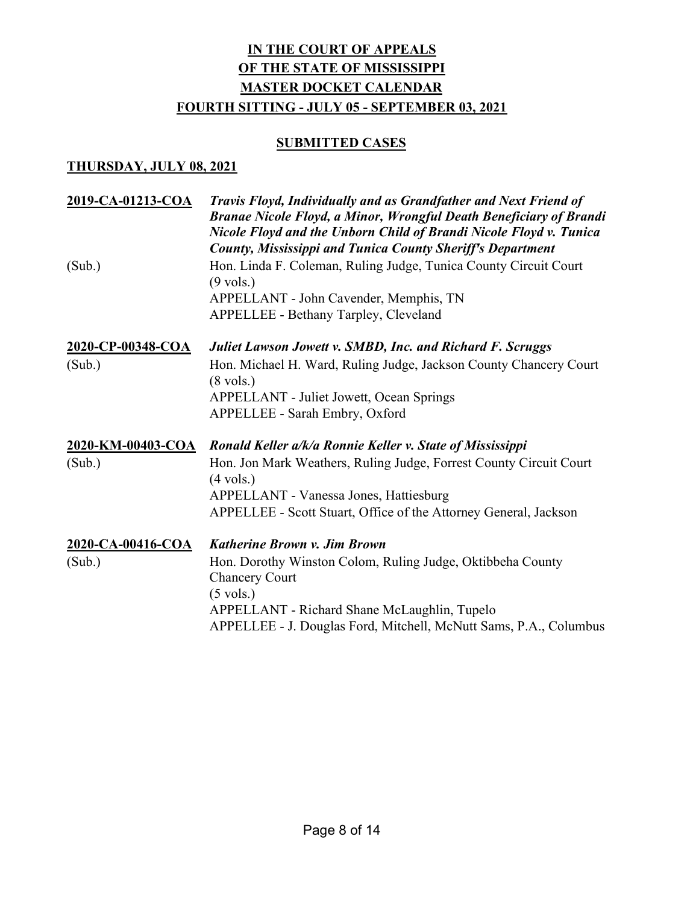# IN THE COURT OF APPEALS
# OF THE STATE OF MISSISSIPPI
# MASTER DOCKET CALENDAR
# FOURTH SITTING - JULY 05 - SEPTEMBER 03, 2021

## SUBMITTED CASES

### THURSDAY, JULY 08, 2021

**2019-CA-01213-COA** ***Travis Floyd, Individually and as Grandfather and Next Friend of Branae Nicole Floyd, a Minor, Wrongful Death Beneficiary of Brandi Nicole Floyd and the Unborn Child of Brandi Nicole Floyd v. Tunica County, Mississippi and Tunica County Sheriff's Department***

(Sub.) Hon. Linda F. Coleman, Ruling Judge, Tunica County Circuit Court
(9 vols.)
APPELLANT - John Cavender, Memphis, TN
APPELLEE - Bethany Tarpley, Cleveland

**2020-CP-00348-COA** ***Juliet Lawson Jowett v. SMBD, Inc. and Richard F. Scruggs***

(Sub.) Hon. Michael H. Ward, Ruling Judge, Jackson County Chancery Court
(8 vols.)
APPELLANT - Juliet Jowett, Ocean Springs
APPELLEE - Sarah Embry, Oxford

**2020-KM-00403-COA** ***Ronald Keller a/k/a Ronnie Keller v. State of Mississippi***

(Sub.) Hon. Jon Mark Weathers, Ruling Judge, Forrest County Circuit Court
(4 vols.)
APPELLANT - Vanessa Jones, Hattiesburg
APPELLEE - Scott Stuart, Office of the Attorney General, Jackson

**2020-CA-00416-COA** ***Katherine Brown v. Jim Brown***

(Sub.) Hon. Dorothy Winston Colom, Ruling Judge, Oktibbeha County Chancery Court
(5 vols.)
APPELLANT - Richard Shane McLaughlin, Tupelo
APPELLEE - J. Douglas Ford, Mitchell, McNutt Sams, P.A., Columbus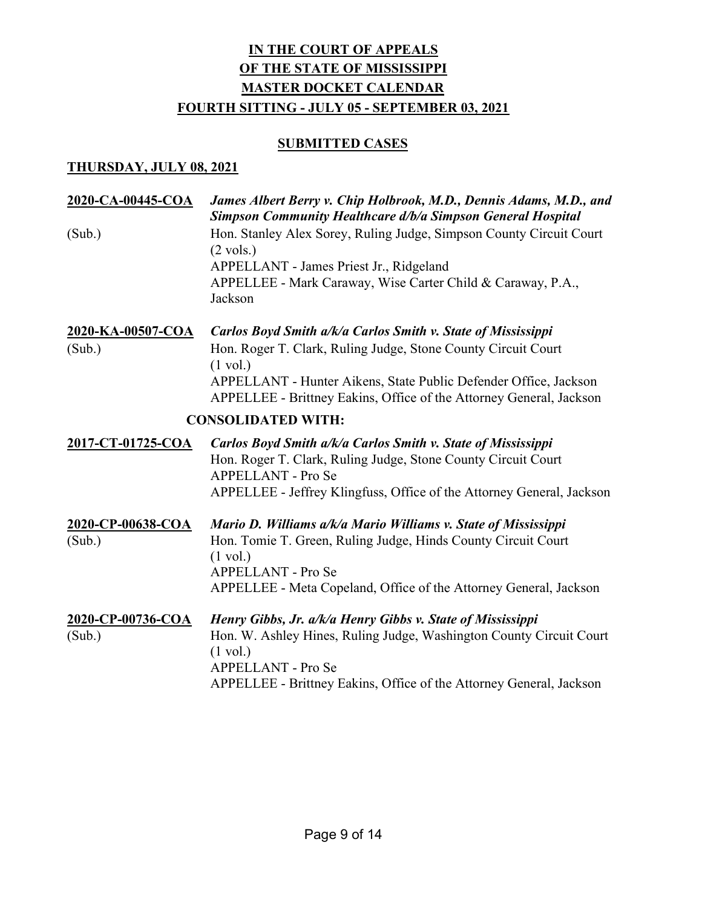# IN THE COURT OF APPEALS OF THE STATE OF MISSISSIPPI MASTER DOCKET CALENDAR FOURTH SITTING - JULY 05 - SEPTEMBER 03, 2021

## SUBMITTED CASES

### THURSDAY, JULY 08, 2021

**2020-CA-00445-COA** *James Albert Berry v. Chip Holbrook, M.D., Dennis Adams, M.D., and Simpson Community Healthcare d/b/a Simpson General Hospital*
(Sub.)
Hon. Stanley Alex Sorey, Ruling Judge, Simpson County Circuit Court (2 vols.)
APPELLANT - James Priest Jr., Ridgeland
APPELLEE - Mark Caraway, Wise Carter Child & Caraway, P.A., Jackson

**2020-KA-00507-COA** *Carlos Boyd Smith a/k/a Carlos Smith v. State of Mississippi*
(Sub.)
Hon. Roger T. Clark, Ruling Judge, Stone County Circuit Court (1 vol.)
APPELLANT - Hunter Aikens, State Public Defender Office, Jackson
APPELLEE - Brittney Eakins, Office of the Attorney General, Jackson

**CONSOLIDATED WITH:**

**2017-CT-01725-COA** *Carlos Boyd Smith a/k/a Carlos Smith v. State of Mississippi*
Hon. Roger T. Clark, Ruling Judge, Stone County Circuit Court
APPELLANT - Pro Se
APPELLEE - Jeffrey Klingfuss, Office of the Attorney General, Jackson

**2020-CP-00638-COA** *Mario D. Williams a/k/a Mario Williams v. State of Mississippi*
(Sub.)
Hon. Tomie T. Green, Ruling Judge, Hinds County Circuit Court (1 vol.)
APPELLANT - Pro Se
APPELLEE - Meta Copeland, Office of the Attorney General, Jackson

**2020-CP-00736-COA** *Henry Gibbs, Jr. a/k/a Henry Gibbs v. State of Mississippi*
(Sub.)
Hon. W. Ashley Hines, Ruling Judge, Washington County Circuit Court (1 vol.)
APPELLANT - Pro Se
APPELLEE - Brittney Eakins, Office of the Attorney General, Jackson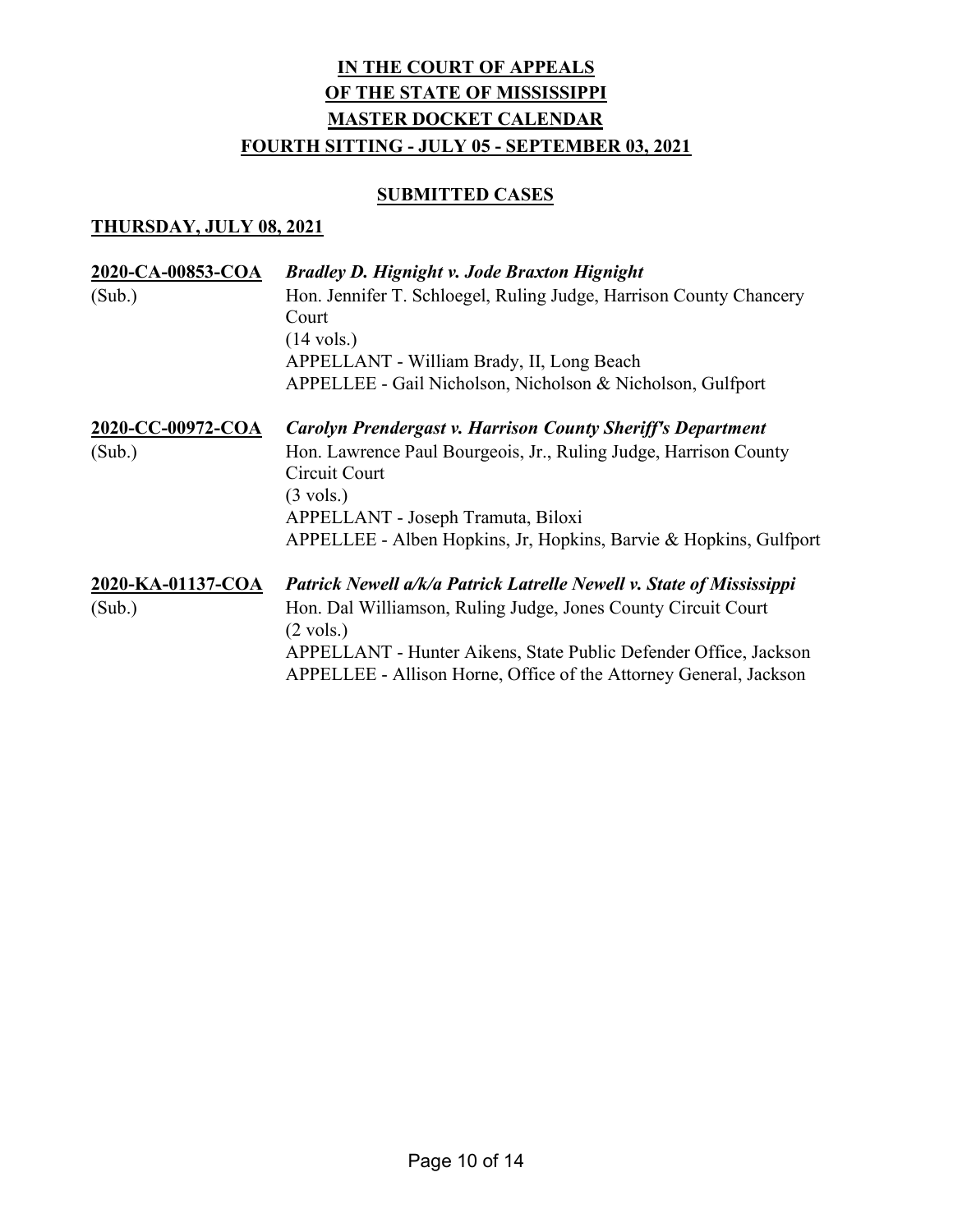# IN THE COURT OF APPEALS
# OF THE STATE OF MISSISSIPPI
# MASTER DOCKET CALENDAR
# FOURTH SITTING - JULY 05 - SEPTEMBER 03, 2021

## SUBMITTED CASES

### THURSDAY, JULY 08, 2021

**2020-CA-00853-COA** (Sub.)
***Bradley D. Hignight v. Jode Braxton Hignight***
Hon. Jennifer T. Schloegel, Ruling Judge, Harrison County Chancery Court
(14 vols.)
APPELLANT - William Brady, II, Long Beach
APPELLEE - Gail Nicholson, Nicholson & Nicholson, Gulfport

**2020-CC-00972-COA** (Sub.)
***Carolyn Prendergast v. Harrison County Sheriff's Department***
Hon. Lawrence Paul Bourgeois, Jr., Ruling Judge, Harrison County Circuit Court
(3 vols.)
APPELLANT - Joseph Tramuta, Biloxi
APPELLEE - Alben Hopkins, Jr, Hopkins, Barvie & Hopkins, Gulfport

**2020-KA-01137-COA** (Sub.)
***Patrick Newell a/k/a Patrick Latrelle Newell v. State of Mississippi***
Hon. Dal Williamson, Ruling Judge, Jones County Circuit Court
(2 vols.)
APPELLANT - Hunter Aikens, State Public Defender Office, Jackson
APPELLEE - Allison Horne, Office of the Attorney General, Jackson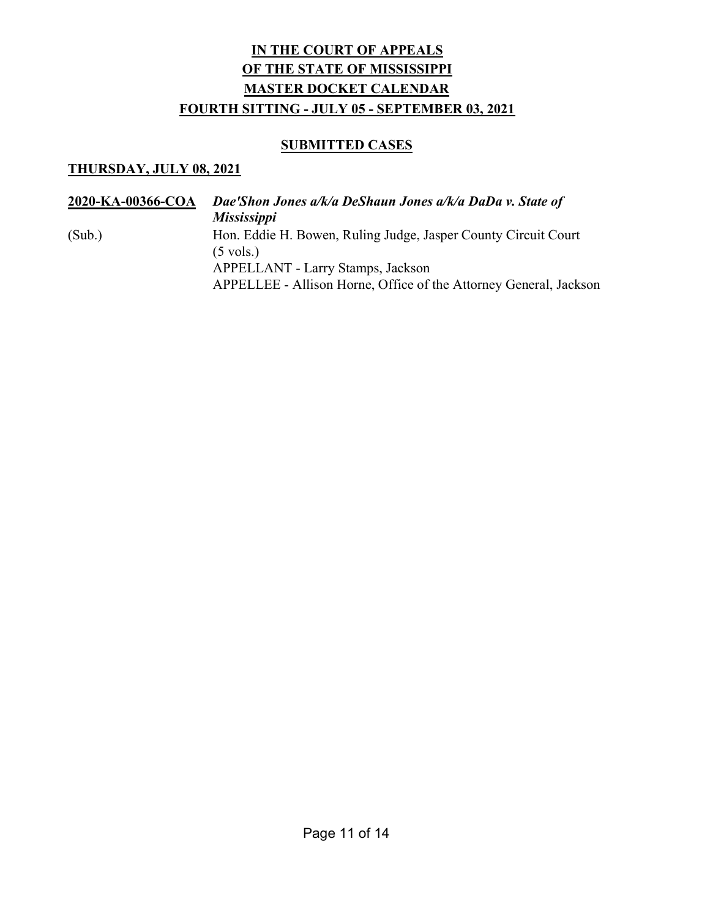# IN THE COURT OF APPEALS
# OF THE STATE OF MISSISSIPPI
# MASTER DOCKET CALENDAR
# FOURTH SITTING - JULY 05 - SEPTEMBER 03, 2021

## SUBMITTED CASES

### THURSDAY, JULY 08, 2021

**2020-KA-00366-COA** ***Dae'Shon Jones a/k/a DeShaun Jones a/k/a DaDa v. State of Mississippi***

(Sub.)

Hon. Eddie H. Bowen, Ruling Judge, Jasper County Circuit Court (5 vols.)

APPELLANT - Larry Stamps, Jackson

APPELLEE - Allison Horne, Office of the Attorney General, Jackson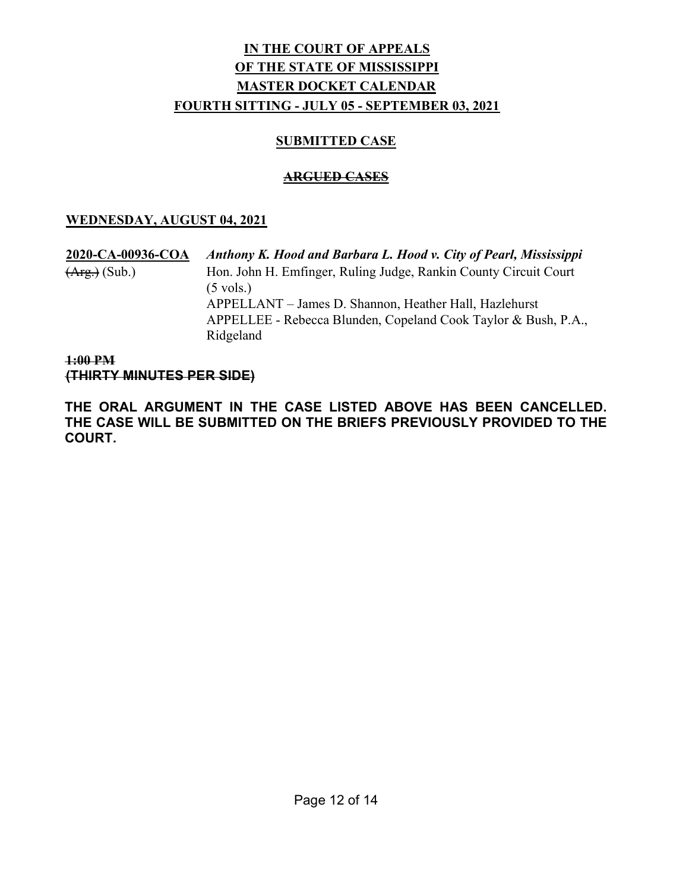**IN THE COURT OF APPEALS**
**OF THE STATE OF MISSISSIPPI**
**MASTER DOCKET CALENDAR**
**FOURTH SITTING - JULY 05 - SEPTEMBER 03, 2021**

**SUBMITTED CASE**

~~**ARGUED CASES**~~

**WEDNESDAY, AUGUST 04, 2021**

**2020-CA-00936-COA** ***Anthony K. Hood and Barbara L. Hood v. City of Pearl, Mississippi***
~~(Arg.)~~ (Sub.)
Hon. John H. Emfinger, Ruling Judge, Rankin County Circuit Court (5 vols.)
APPELLANT – James D. Shannon, Heather Hall, Hazlehurst
APPELLEE - Rebecca Blunden, Copeland Cook Taylor & Bush, P.A., Ridgeland

~~**1:00 PM**~~
~~**(THIRTY MINUTES PER SIDE)**~~

**THE ORAL ARGUMENT IN THE CASE LISTED ABOVE HAS BEEN CANCELLED. THE CASE WILL BE SUBMITTED ON THE BRIEFS PREVIOUSLY PROVIDED TO THE COURT.**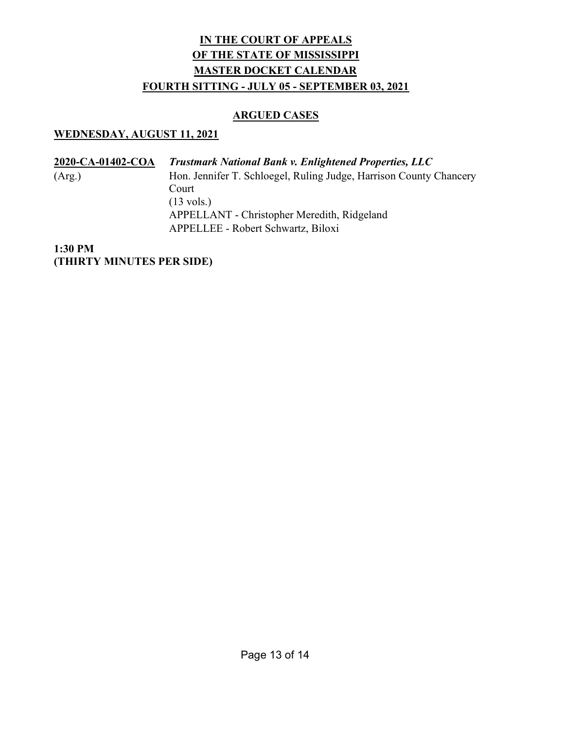# IN THE COURT OF APPEALS
# OF THE STATE OF MISSISSIPPI
# MASTER DOCKET CALENDAR
# FOURTH SITTING - JULY 05 - SEPTEMBER 03, 2021

## ARGUED CASES

### WEDNESDAY, AUGUST 11, 2021

**2020-CA-01402-COA** ***Trustmark National Bank v. Enlightened Properties, LLC***
(Arg.)
Hon. Jennifer T. Schloegel, Ruling Judge, Harrison County Chancery Court
(13 vols.)
APPELLANT - Christopher Meredith, Ridgeland
APPELLEE - Robert Schwartz, Biloxi

**1:30 PM**
**(THIRTY MINUTES PER SIDE)**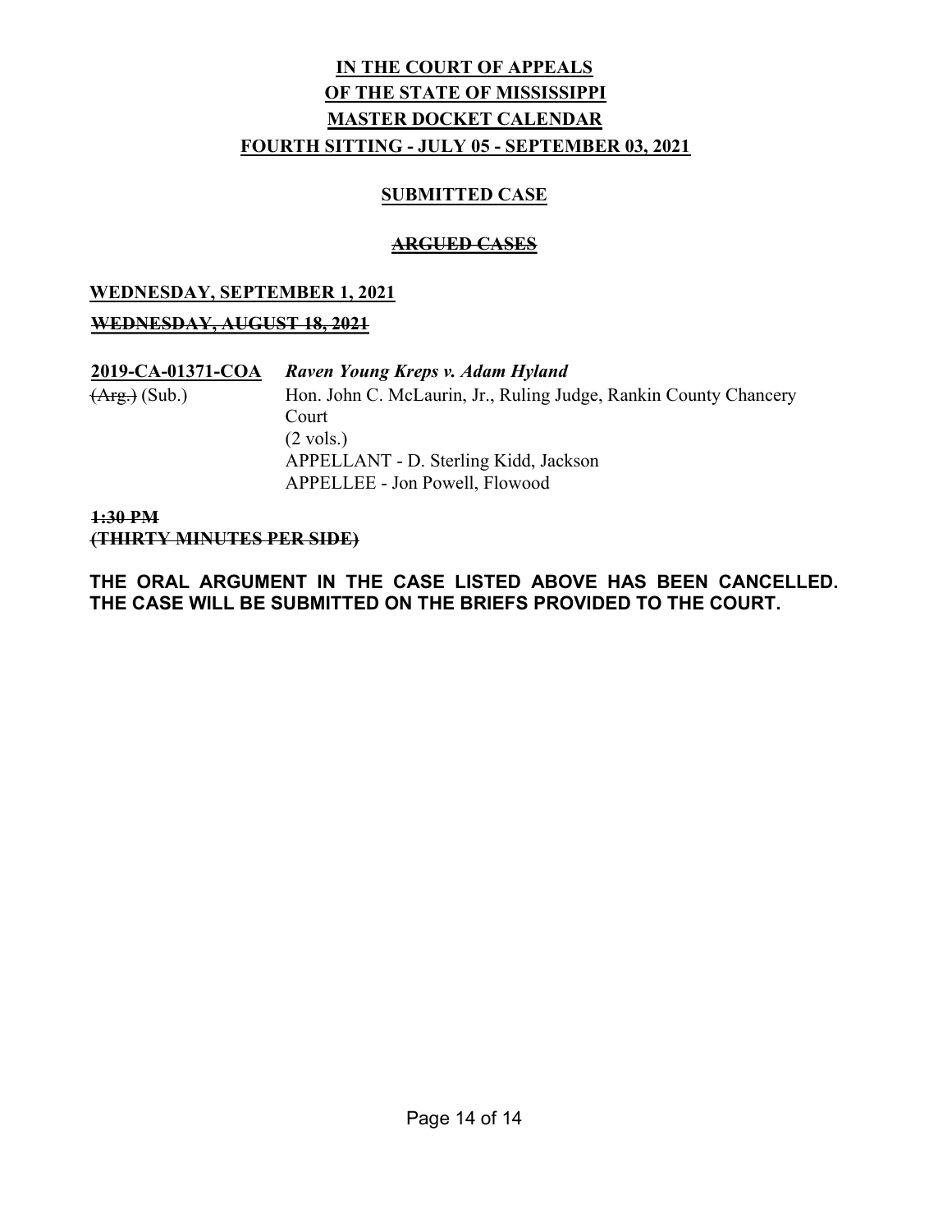**IN THE COURT OF APPEALS**
**OF THE STATE OF MISSISSIPPI**
**MASTER DOCKET CALENDAR**
**FOURTH SITTING - JULY 05 - SEPTEMBER 03, 2021**

**SUBMITTED CASE**

~~**ARGUED CASES**~~

**WEDNESDAY, SEPTEMBER 1, 2021**

~~**WEDNESDAY, AUGUST 18, 2021**~~

**2019-CA-01371-COA** ***Raven Young Kreps v. Adam Hyland***

~~(Arg.)~~ (Sub.)

Hon. John C. McLaurin, Jr., Ruling Judge, Rankin County Chancery Court
(2 vols.)
APPELLANT - D. Sterling Kidd, Jackson
APPELLEE - Jon Powell, Flowood

~~**1:30 PM**~~
~~**(THIRTY MINUTES PER SIDE)**~~

**THE ORAL ARGUMENT IN THE CASE LISTED ABOVE HAS BEEN CANCELLED. THE CASE WILL BE SUBMITTED ON THE BRIEFS PROVIDED TO THE COURT.**